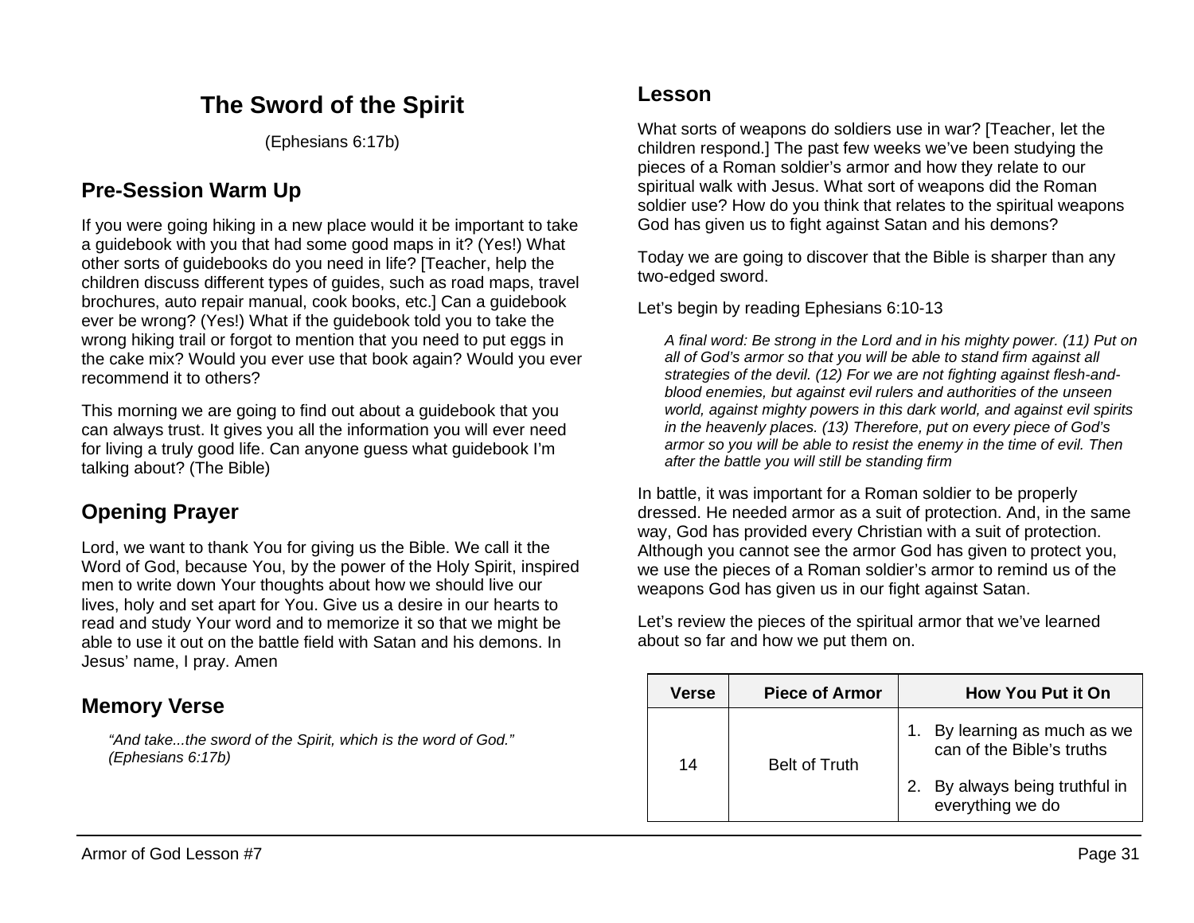# The Sword of the Spirit

(Ephesians 6:17b)

## Pre-Session Warm Up

If you were going hiking in a new place would it be important to take a guidebook with you that had some good maps in it? (Yes!) What other sorts of guidebooks do you need in life? [Teacher, help the children discuss different types of guides, such as road maps, travel brochures, auto repair manual, cook books, etc.] Can a guidebook ever be wrong? (Yes!) What if the guidebook told you to take the wrong hiking trail or forgot to mention that you need to put eggs in the cake mix? Would you ever use that book again? Would you ever recommend it to others?

This morning we are going to find out about a guidebook that you can always trust. It gives you all the information you will ever need for living a truly good life. Can anyone guess what guidebook I'm talking about? (The Bible)

## Opening Prayer

Lord, we want to thank You for giving us the Bible. We call it the Word of God, because You, by the power of the Holy Spirit, inspired men to write down Your thoughts about how we should live our lives, holy and set apart for You. Give us a desire in our hearts to read and study Your word and to memorize it so that we might be able to use it out on the battle field with Satan and his demons. In Jesus' name, I pray. Amen

## Memory Verse

> *"And take...the sword of the Spirit, which is the word of God." (Ephesians 6:17b)*

## Lesson

What sorts of weapons do soldiers use in war? [Teacher, let the children respond.] The past few weeks we've been studying the pieces of a Roman soldier's armor and how they relate to our spiritual walk with Jesus. What sort of weapons did the Roman soldier use? How do you think that relates to the spiritual weapons God has given us to fight against Satan and his demons?

Today we are going to discover that the Bible is sharper than any two-edged sword.

Let's begin by reading Ephesians 6:10-13

> *A final word: Be strong in the Lord and in his mighty power. (11) Put on all of God's armor so that you will be able to stand firm against all strategies of the devil. (12) For we are not fighting against flesh-and-blood enemies, but against evil rulers and authorities of the unseen world, against mighty powers in this dark world, and against evil spirits in the heavenly places. (13) Therefore, put on every piece of God's armor so you will be able to resist the enemy in the time of evil. Then after the battle you will still be standing firm*

In battle, it was important for a Roman soldier to be properly dressed. He needed armor as a suit of protection. And, in the same way, God has provided every Christian with a suit of protection. Although you cannot see the armor God has given to protect you, we use the pieces of a Roman soldier's armor to remind us of the weapons God has given us in our fight against Satan.

Let's review the pieces of the spiritual armor that we've learned about so far and how we put them on.

| Verse | Piece of Armor | How You Put it On |
|---|---|---|
| 14 | Belt of Truth | 1. By learning as much as we can of the Bible's truths<br>2. By always being truthful in everything we do |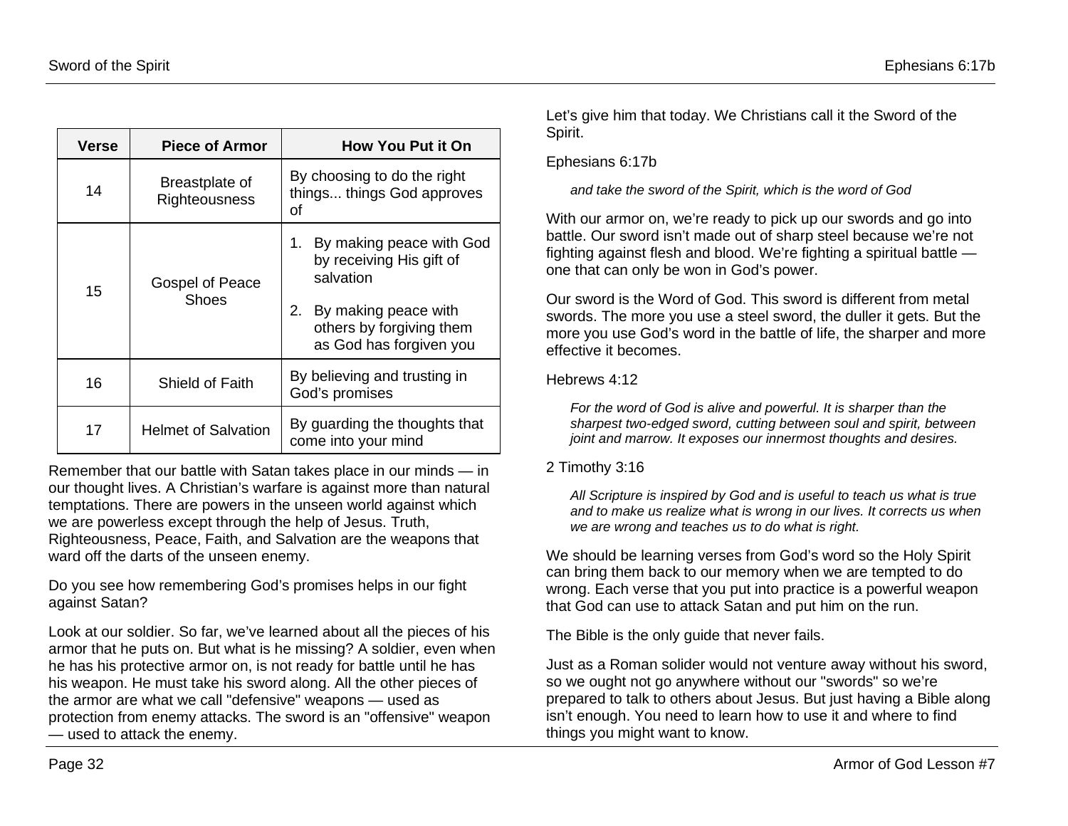| Verse | Piece of Armor | How You Put it On |
|---|---|---|
| 14 | Breastplate of Righteousness | By choosing to do the right things... things God approves of |
| 15 | Gospel of Peace Shoes | 1. By making peace with God by receiving His gift of salvation<br>2. By making peace with others by forgiving them as God has forgiven you |
| 16 | Shield of Faith | By believing and trusting in God's promises |
| 17 | Helmet of Salvation | By guarding the thoughts that come into your mind |

Remember that our battle with Satan takes place in our minds — in our thought lives. A Christian's warfare is against more than natural temptations. There are powers in the unseen world against which we are powerless except through the help of Jesus. Truth, Righteousness, Peace, Faith, and Salvation are the weapons that ward off the darts of the unseen enemy.

Do you see how remembering God's promises helps in our fight against Satan?

Look at our soldier. So far, we've learned about all the pieces of his armor that he puts on. But what is he missing? A soldier, even when he has his protective armor on, is not ready for battle until he has his weapon. He must take his sword along. All the other pieces of the armor are what we call "defensive" weapons — used as protection from enemy attacks. The sword is an "offensive" weapon — used to attack the enemy.

Let's give him that today. We Christians call it the Sword of the Spirit.

Ephesians 6:17b

> *and take the sword of the Spirit, which is the word of God*

With our armor on, we're ready to pick up our swords and go into battle. Our sword isn't made out of sharp steel because we're not fighting against flesh and blood. We're fighting a spiritual battle — one that can only be won in God's power.

Our sword is the Word of God. This sword is different from metal swords. The more you use a steel sword, the duller it gets. But the more you use God's word in the battle of life, the sharper and more effective it becomes.

Hebrews 4:12

> *For the word of God is alive and powerful. It is sharper than the sharpest two-edged sword, cutting between soul and spirit, between joint and marrow. It exposes our innermost thoughts and desires.*

2 Timothy 3:16

> *All Scripture is inspired by God and is useful to teach us what is true and to make us realize what is wrong in our lives. It corrects us when we are wrong and teaches us to do what is right.*

We should be learning verses from God's word so the Holy Spirit can bring them back to our memory when we are tempted to do wrong. Each verse that you put into practice is a powerful weapon that God can use to attack Satan and put him on the run.

The Bible is the only guide that never fails.

Just as a Roman solider would not venture away without his sword, so we ought not go anywhere without our "swords" so we're prepared to talk to others about Jesus. But just having a Bible along isn't enough. You need to learn how to use it and where to find things you might want to know.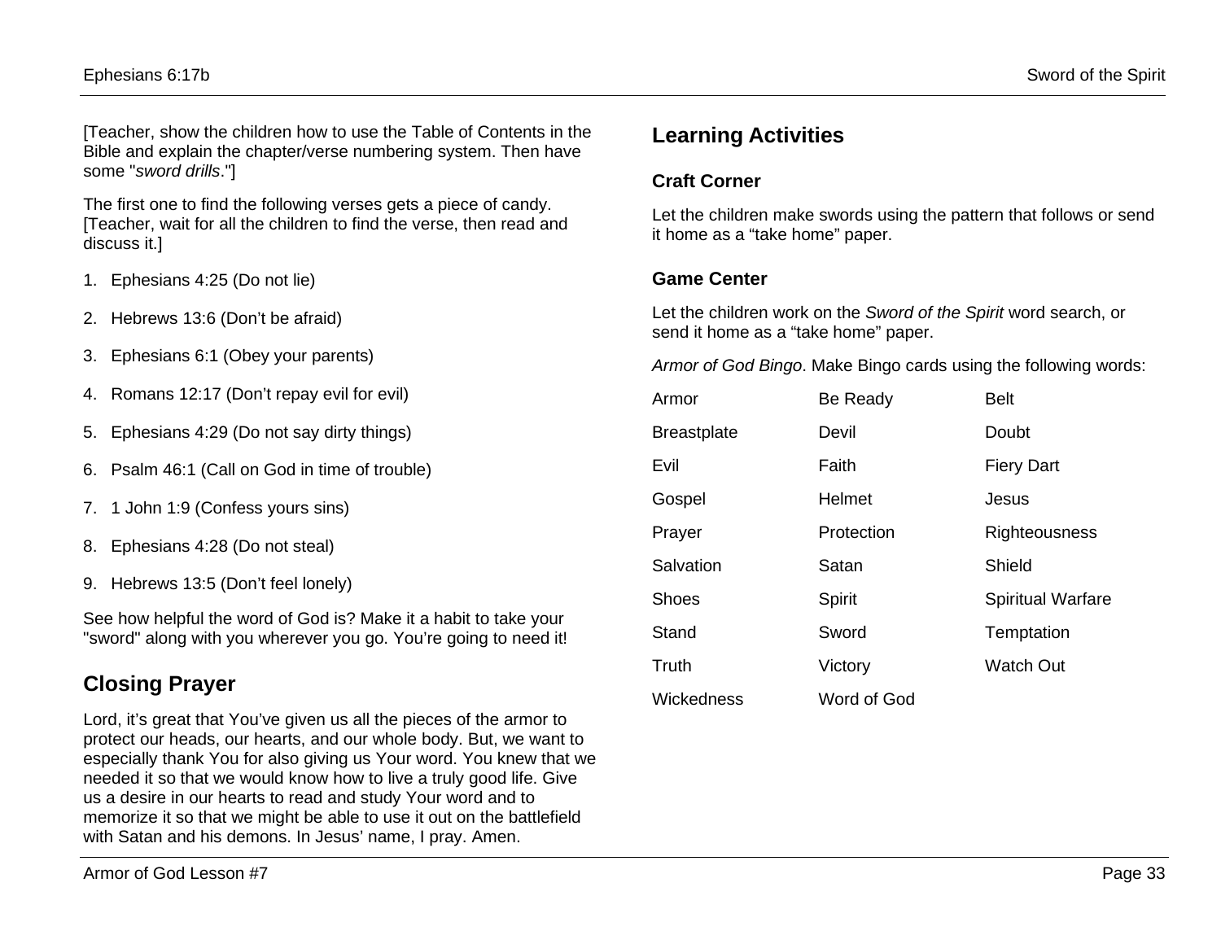[Teacher, show the children how to use the Table of Contents in the Bible and explain the chapter/verse numbering system. Then have some "*sword drills*."]

The first one to find the following verses gets a piece of candy. [Teacher, wait for all the children to find the verse, then read and discuss it.]

1. Ephesians 4:25 (Do not lie)
2. Hebrews 13:6 (Don't be afraid)
3. Ephesians 6:1 (Obey your parents)
4. Romans 12:17 (Don't repay evil for evil)
5. Ephesians 4:29 (Do not say dirty things)
6. Psalm 46:1 (Call on God in time of trouble)
7. 1 John 1:9 (Confess yours sins)
8. Ephesians 4:28 (Do not steal)
9. Hebrews 13:5 (Don't feel lonely)

See how helpful the word of God is? Make it a habit to take your "sword" along with you wherever you go. You're going to need it!

## Closing Prayer

Lord, it's great that You've given us all the pieces of the armor to protect our heads, our hearts, and our whole body. But, we want to especially thank You for also giving us Your word. You knew that we needed it so that we would know how to live a truly good life. Give us a desire in our hearts to read and study Your word and to memorize it so that we might be able to use it out on the battlefield with Satan and his demons. In Jesus' name, I pray. Amen.

## Learning Activities

### Craft Corner

Let the children make swords using the pattern that follows or send it home as a "take home" paper.

### Game Center

Let the children work on the *Sword of the Spirit* word search, or send it home as a "take home" paper.

*Armor of God Bingo*. Make Bingo cards using the following words:

| | | |
|---|---|---|
| Armor | Be Ready | Belt |
| Breastplate | Devil | Doubt |
| Evil | Faith | Fiery Dart |
| Gospel | Helmet | Jesus |
| Prayer | Protection | Righteousness |
| Salvation | Satan | Shield |
| Shoes | Spirit | Spiritual Warfare |
| Stand | Sword | Temptation |
| Truth | Victory | Watch Out |
| Wickedness | Word of God | |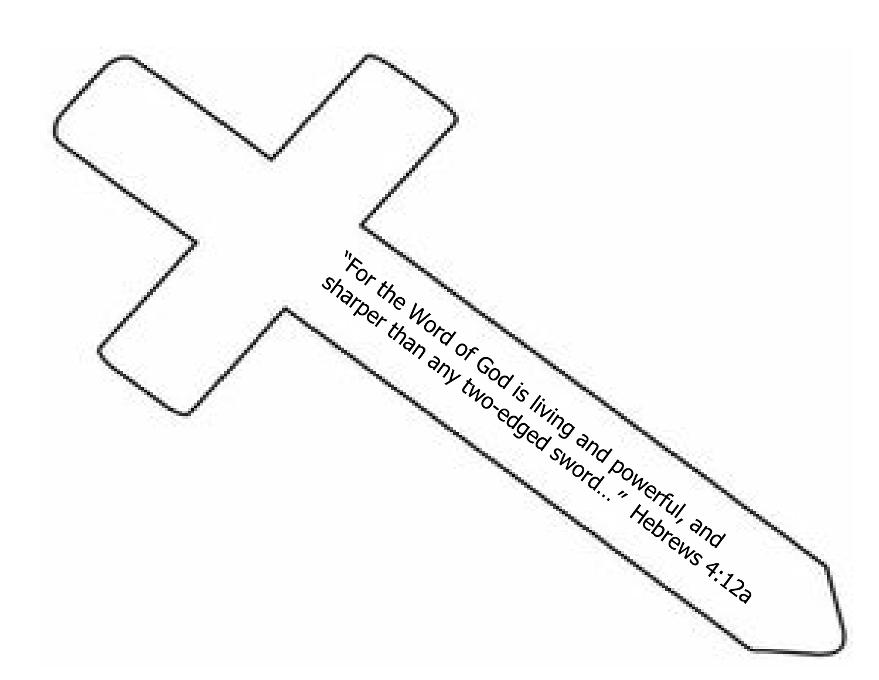"For the Word of God is living and powerful, and sharper than any two-edged sword…" Hebrews 4:12a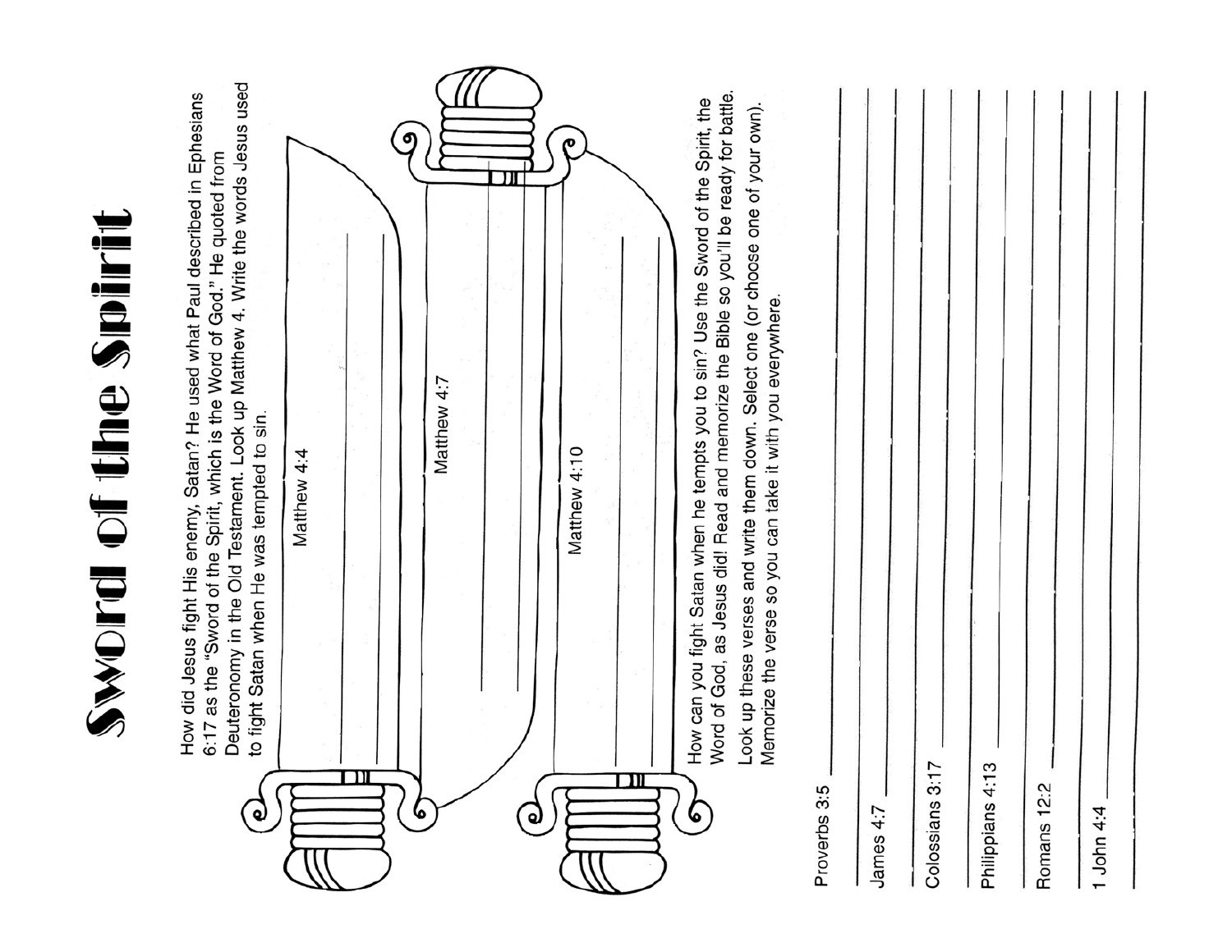# Sword of the Spirit

How did Jesus fight His enemy, Satan? He used what Paul described in Ephesians 6:17 as the "Sword of the Spirit, which is the Word of God." He quoted from Deuteronomy in the Old Testament. Look up Matthew 4. Write the words Jesus used to fight Satan when He was tempted to sin.

Matthew 4:4

Matthew 4:7

Matthew 4:10

How can you fight Satan when he tempts you to sin? Use the Sword of the Spirit, the Word of God, as Jesus did! Read and memorize the Bible so you'll be ready for battle.

Look up these verses and write them down. Select one (or choose one of your own). Memorize the verse so you can take it with you everywhere.

Proverbs 3:5 ______________________

James 4:7 ______________________

Colossians 3:17 ______________________

Philippians 4:13 ______________________

Romans 12:2 ______________________

1 John 4:4 ______________________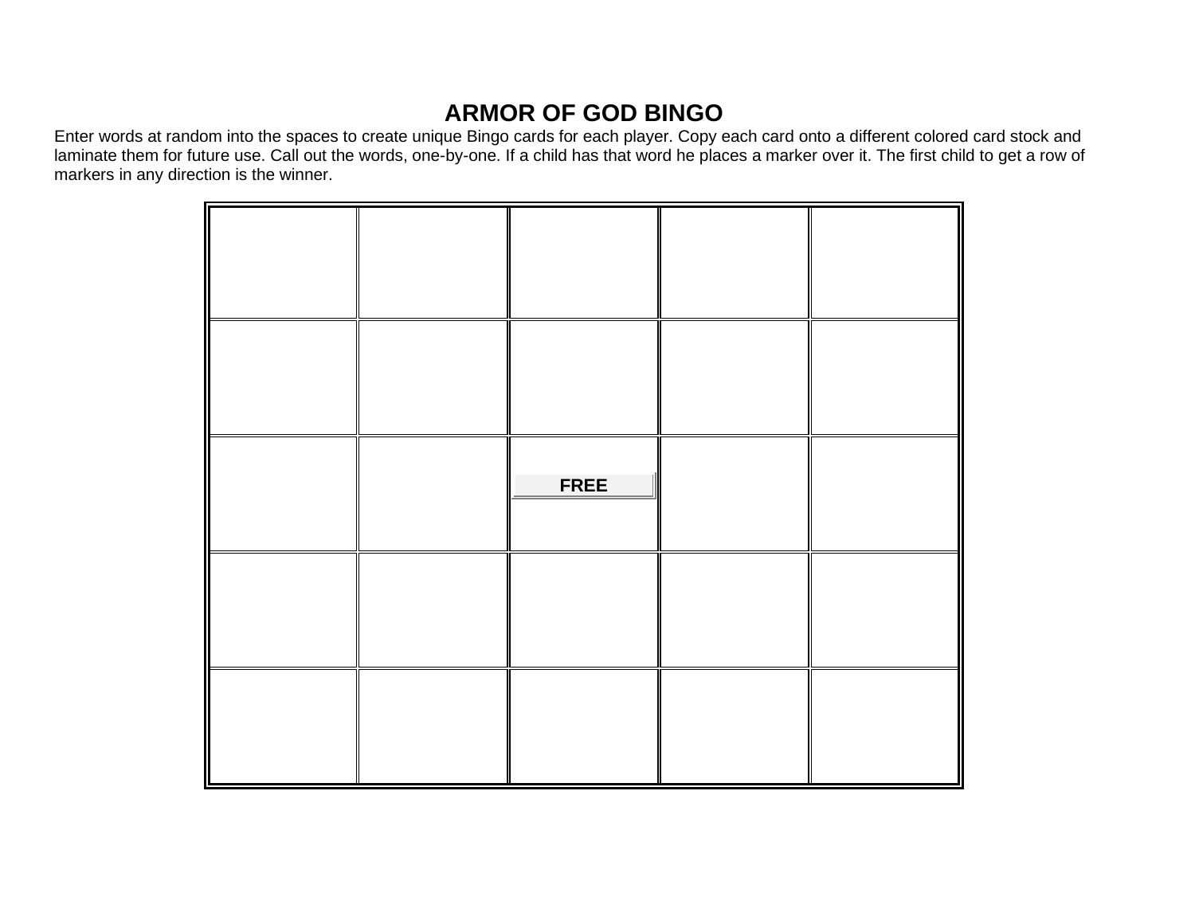# ARMOR OF GOD BINGO

Enter words at random into the spaces to create unique Bingo cards for each player. Copy each card onto a different colored card stock and laminate them for future use. Call out the words, one-by-one. If a child has that word he places a marker over it. The first child to get a row of markers in any direction is the winner.

| | | | | |
|---|---|---|---|---|
| | | | | |
| | | | | |
| | | **FREE** | | |
| | | | | |
| | | | | |